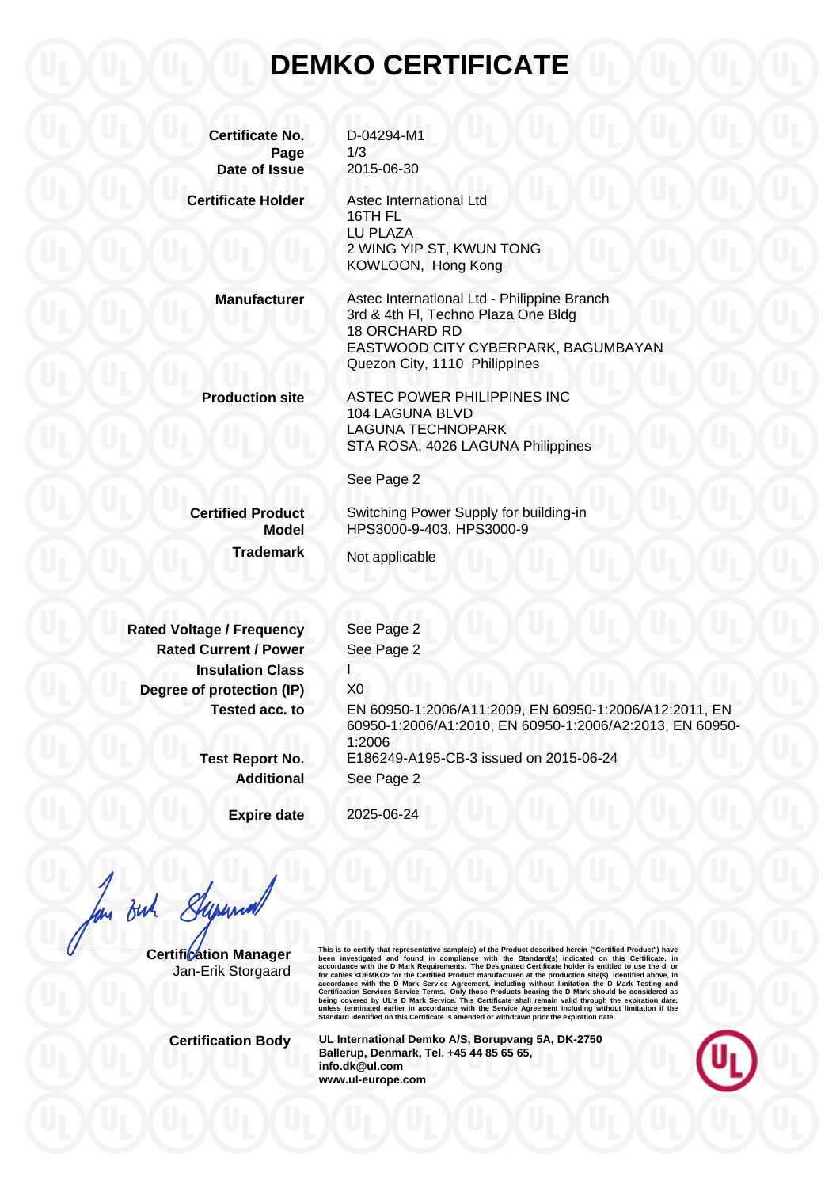# DEMKO CERTIFICATE

| | |
|---|---|
| **Certificate No.** | D-04294-M1 |
| **Page** | 1/3 |
| **Date of Issue** | 2015-06-30 |
| **Certificate Holder** | Astec International Ltd<br>16TH FL<br>LU PLAZA<br>2 WING YIP ST, KWUN TONG<br>KOWLOON, Hong Kong |
| **Manufacturer** | Astec International Ltd - Philippine Branch<br>3rd & 4th Fl, Techno Plaza One Bldg<br>18 ORCHARD RD<br>EASTWOOD CITY CYBERPARK, BAGUMBAYAN<br>Quezon City, 1110 Philippines |
| **Production site** | ASTEC POWER PHILIPPINES INC<br>104 LAGUNA BLVD<br>LAGUNA TECHNOPARK<br>STA ROSA, 4026 LAGUNA Philippines<br><br>See Page 2 |
| **Certified Product** | Switching Power Supply for building-in |
| **Model** | HPS3000-9-403, HPS3000-9 |
| **Trademark** | Not applicable |
| **Rated Voltage / Frequency** | See Page 2 |
| **Rated Current / Power** | See Page 2 |
| **Insulation Class** | I |
| **Degree of protection (IP)** | X0 |
| **Tested acc. to** | EN 60950-1:2006/A11:2009, EN 60950-1:2006/A12:2011, EN 60950-1:2006/A1:2010, EN 60950-1:2006/A2:2013, EN 60950-1:2006 |
| **Test Report No.** | E186249-A195-CB-3 issued on 2015-06-24 |
| **Additional** | See Page 2 |
| **Expire date** | 2025-06-24 |

**Certification Manager**
Jan-Erik Storgaard

This is to certify that representative sample(s) of the Product described herein ("Certified Product") have been investigated and found in compliance with the Standard(s) indicated on this Certificate, in accordance with the D Mark Requirements. The Designated Certificate holder is entitled to use the d or for cables <DEMKO> for the Certified Product manufactured at the production site(s) identified above, in accordance with the D Mark Service Agreement, including without limitation the D Mark Testing and Certification Services Service Terms. Only those Products bearing the D Mark should be considered as being covered by UL's D Mark Service. This Certificate shall remain valid through the expiration date, unless terminated earlier in accordance with the Service Agreement including without limitation if the Standard identified on this Certificate is amended or withdrawn prior the expiration date.

**Certification Body**

**UL International Demko A/S, Borupvang 5A, DK-2750 Ballerup, Denmark, Tel. +45 44 85 65 65, info.dk@ul.com www.ul-europe.com**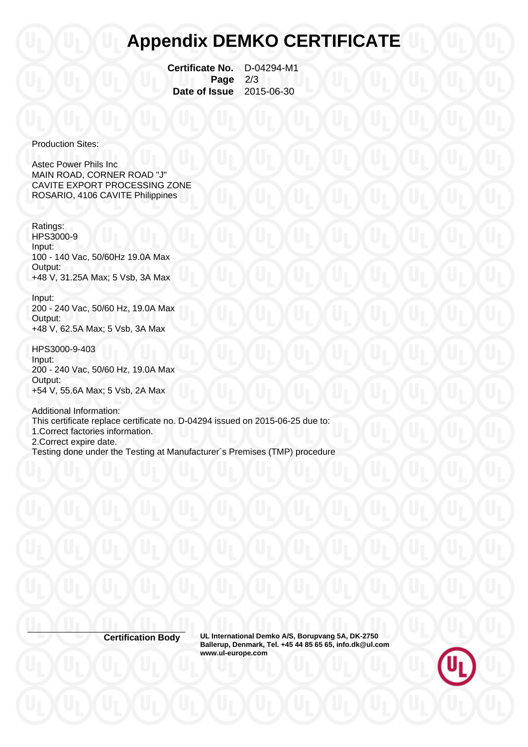# Appendix DEMKO CERTIFICATE

**Certificate No.** D-04294-M1
**Page** 2/3
**Date of Issue** 2015-06-30

Production Sites:

Astec Power Phils Inc
MAIN ROAD, CORNER ROAD "J"
CAVITE EXPORT PROCESSING ZONE
ROSARIO, 4106 CAVITE Philippines

Ratings:
HPS3000-9
Input:
100 - 140 Vac, 50/60Hz 19.0A Max
Output:
+48 V, 31.25A Max; 5 Vsb, 3A Max

Input:
200 - 240 Vac, 50/60 Hz, 19.0A Max
Output:
+48 V, 62.5A Max; 5 Vsb, 3A Max

HPS3000-9-403
Input:
200 - 240 Vac, 50/60 Hz, 19.0A Max
Output:
+54 V, 55.6A Max; 5 Vsb, 2A Max

Additional Information:
This certificate replace certificate no. D-04294 issued on 2015-06-25 due to:
1.Correct factories information.
2.Correct expire date.
Testing done under the Testing at Manufacturer´s Premises (TMP) procedure

**Certification Body** **UL International Demko A/S, Borupvang 5A, DK-2750 Ballerup, Denmark, Tel. +45 44 85 65 65, info.dk@ul.com www.ul-europe.com**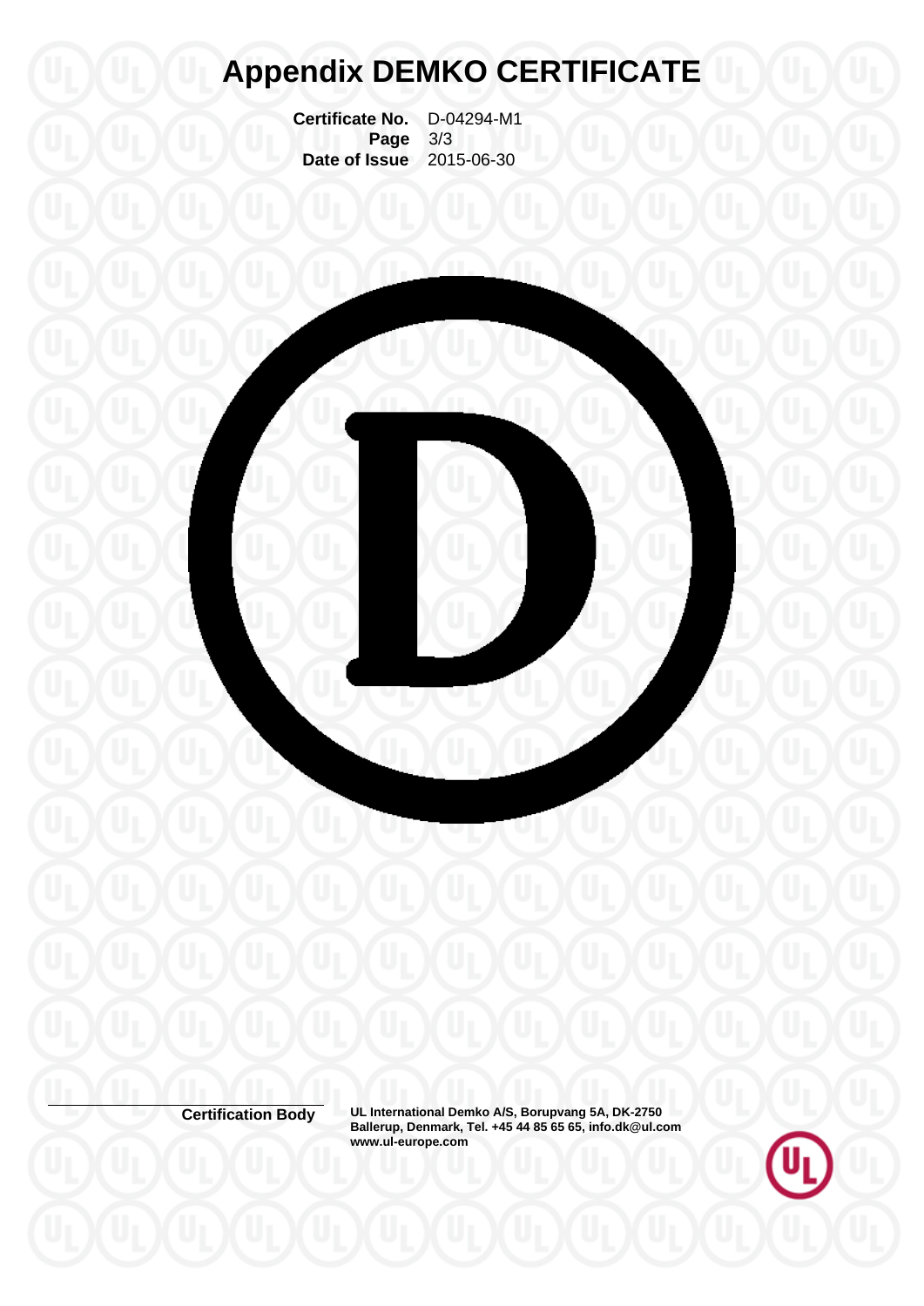# Appendix DEMKO CERTIFICATE

**Certificate No.** D-04294-M1
**Page** 3/3
**Date of Issue** 2015-06-30

**Certification Body** **UL International Demko A/S, Borupvang 5A, DK-2750 Ballerup, Denmark, Tel. +45 44 85 65 65, info.dk@ul.com www.ul-europe.com**